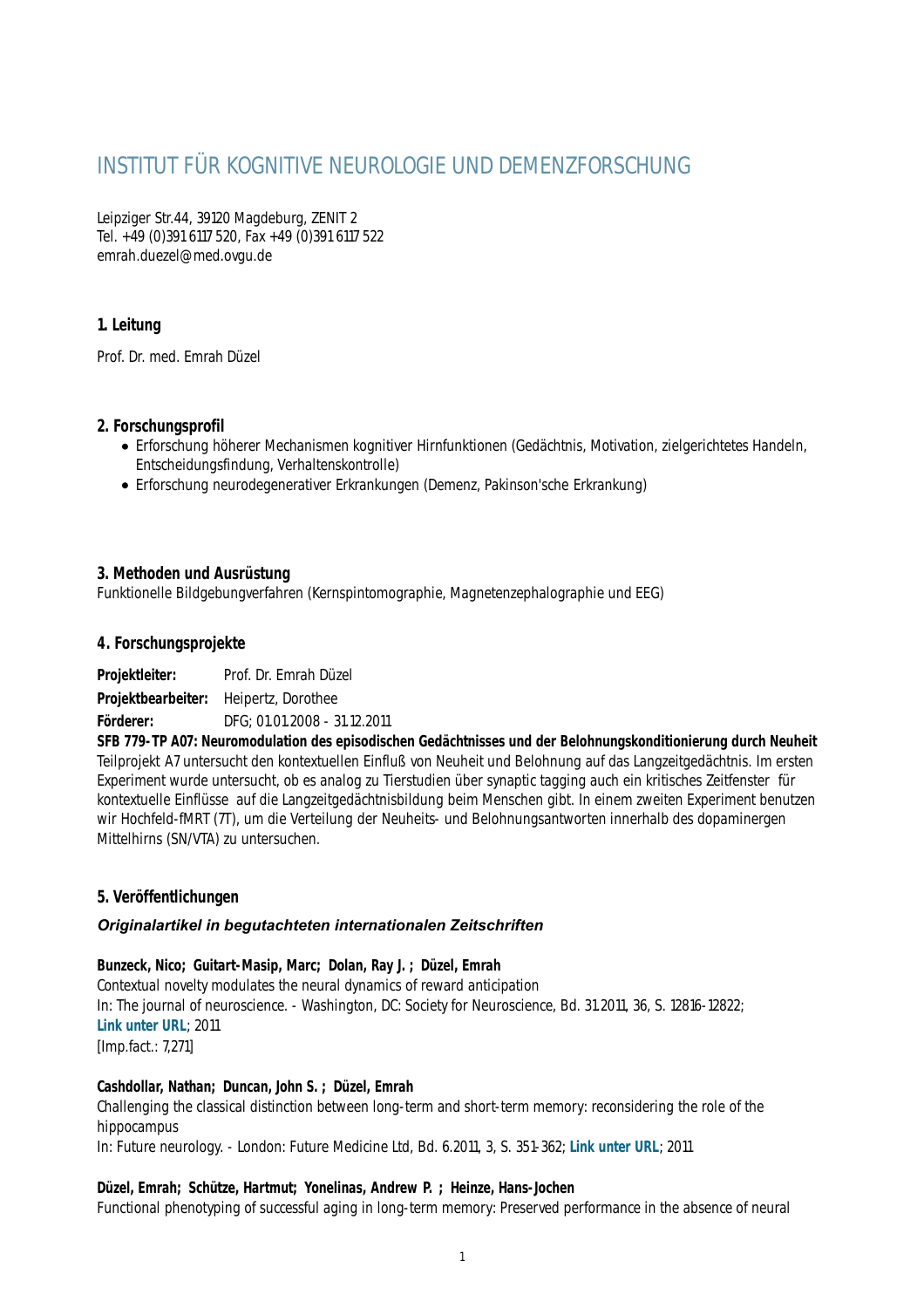# INSTITUT FÜR KOGNITIVE NEUROLOGIE UND DEMENZFORSCHUNG

Leipziger Str.44, 39120 Magdeburg, ZENIT 2
Tel. +49 (0)391 6117 520, Fax +49 (0)391 6117 522
emrah.duezel@med.ovgu.de

### 1. Leitung

Prof. Dr. med. Emrah Düzel

### 2. Forschungsprofil

- Erforschung höherer Mechanismen kognitiver Hirnfunktionen (Gedächtnis, Motivation, zielgerichtetes Handeln, Entscheidungsfindung, Verhaltenskontrolle)
- Erforschung neurodegenerativer Erkrankungen (Demenz, Pakinson'sche Erkrankung)

### 3. Methoden und Ausrüstung

Funktionelle Bildgebungverfahren (Kernspintomographie, Magnetenzephalographie und EEG)

### 4. Forschungsprojekte

**Projektleiter:** Prof. Dr. Emrah Düzel

**Projektbearbeiter:** Heipertz, Dorothee

**Förderer:** DFG; 01.01.2008 - 31.12.2011

**SFB 779-TP A07: Neuromodulation des episodischen Gedächtnisses und der Belohnungskonditionierung durch Neuheit**

Teilprojekt A7 untersucht den kontextuellen Einfluß von Neuheit und Belohnung auf das Langzeitgedächtnis. Im ersten Experiment wurde untersucht, ob es analog zu Tierstudien über synaptic tagging auch ein kritisches Zeitfenster für kontextuelle Einflüsse auf die Langzeitgedächtnisbildung beim Menschen gibt. In einem zweiten Experiment benutzen wir Hochfeld-fMRT (7T), um die Verteilung der Neuheits- und Belohnungsantworten innerhalb des dopaminergen Mittelhirns (SN/VTA) zu untersuchen.

### 5. Veröffentlichungen

#### *Originalartikel in begutachteten internationalen Zeitschriften*

**Bunzeck, Nico; Guitart-Masip, Marc; Dolan, Ray J. ; Düzel, Emrah**
Contextual novelty modulates the neural dynamics of reward anticipation
In: The journal of neuroscience. - Washington, DC: Society for Neuroscience, Bd. 31.2011, 36, S. 12816-12822; **Link unter URL**; 2011
[Imp.fact.: 7,271]

**Cashdollar, Nathan; Duncan, John S. ; Düzel, Emrah**
Challenging the classical distinction between long-term and short-term memory: reconsidering the role of the hippocampus
In: Future neurology. - London: Future Medicine Ltd, Bd. 6.2011, 3, S. 351-362; **Link unter URL**; 2011

**Düzel, Emrah; Schütze, Hartmut; Yonelinas, Andrew P. ; Heinze, Hans-Jochen**
Functional phenotyping of successful aging in long-term memory: Preserved performance in the absence of neural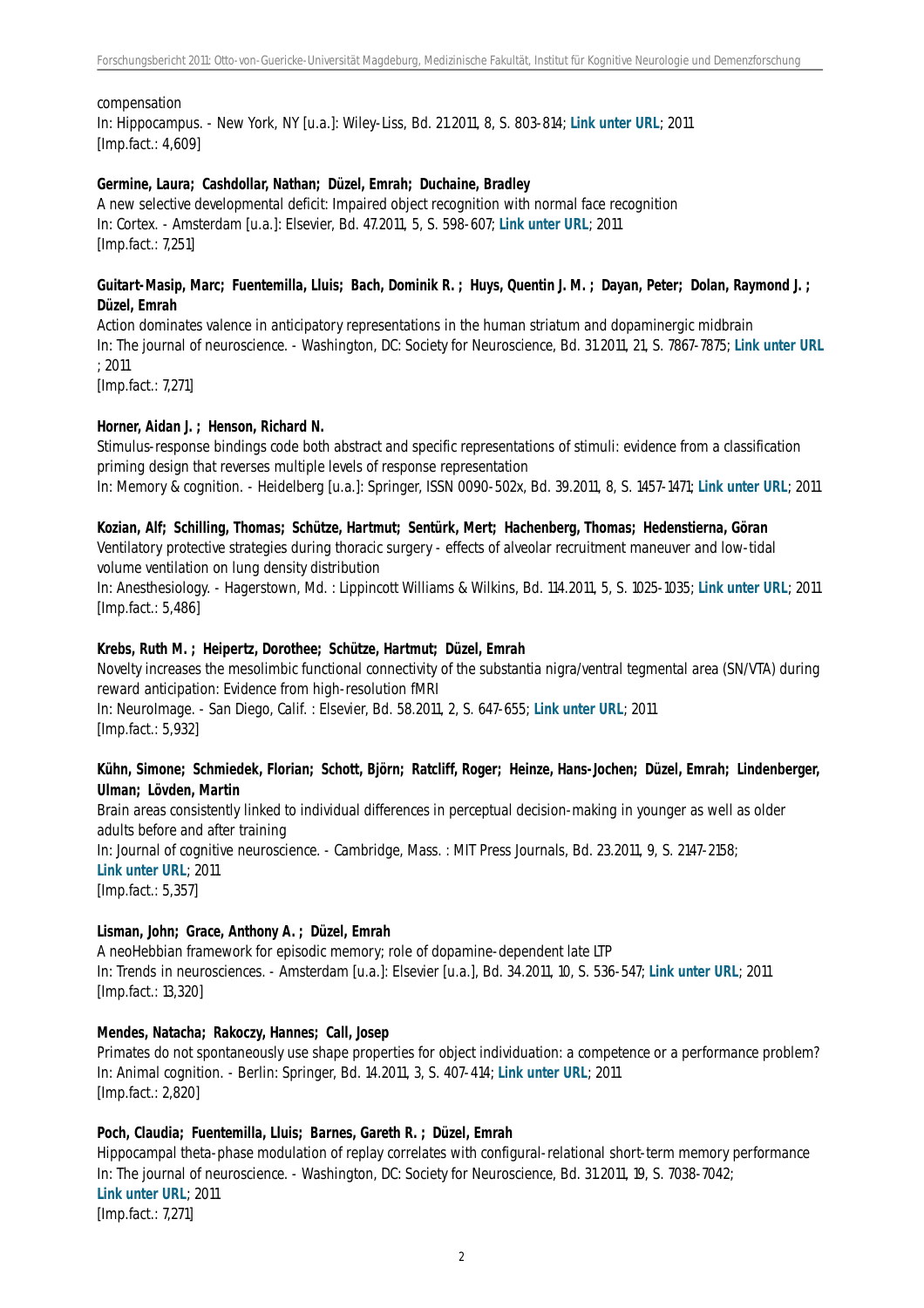compensation
In: Hippocampus. - New York, NY [u.a.]: Wiley-Liss, Bd. 21.2011, 8, S. 803-814; **Link unter URL**; 2011
[Imp.fact.: 4,609]

**Germine, Laura; Cashdollar, Nathan; Düzel, Emrah; Duchaine, Bradley**
A new selective developmental deficit: Impaired object recognition with normal face recognition
In: Cortex. - Amsterdam [u.a.]: Elsevier, Bd. 47.2011, 5, S. 598-607; **Link unter URL**; 2011
[Imp.fact.: 7,251]

**Guitart-Masip, Marc; Fuentemilla, Lluis; Bach, Dominik R. ; Huys, Quentin J. M. ; Dayan, Peter; Dolan, Raymond J. ; Düzel, Emrah**
Action dominates valence in anticipatory representations in the human striatum and dopaminergic midbrain
In: The journal of neuroscience. - Washington, DC: Society for Neuroscience, Bd. 31.2011, 21, S. 7867-7875; **Link unter URL**; 2011
[Imp.fact.: 7,271]

**Horner, Aidan J. ; Henson, Richard N.**
Stimulus-response bindings code both abstract and specific representations of stimuli: evidence from a classification priming design that reverses multiple levels of response representation
In: Memory & cognition. - Heidelberg [u.a.]: Springer, ISSN 0090-502x, Bd. 39.2011, 8, S. 1457-1471; **Link unter URL**; 2011

**Kozian, Alf; Schilling, Thomas; Schütze, Hartmut; Sentürk, Mert; Hachenberg, Thomas; Hedenstierna, Göran**
Ventilatory protective strategies during thoracic surgery - effects of alveolar recruitment maneuver and low-tidal volume ventilation on lung density distribution
In: Anesthesiology. - Hagerstown, Md. : Lippincott Williams & Wilkins, Bd. 114.2011, 5, S. 1025-1035; **Link unter URL**; 2011
[Imp.fact.: 5,486]

**Krebs, Ruth M. ; Heipertz, Dorothee; Schütze, Hartmut; Düzel, Emrah**
Novelty increases the mesolimbic functional connectivity of the substantia nigra/ventral tegmental area (SN/VTA) during reward anticipation: Evidence from high-resolution fMRI
In: NeuroImage. - San Diego, Calif. : Elsevier, Bd. 58.2011, 2, S. 647-655; **Link unter URL**; 2011
[Imp.fact.: 5,932]

**Kühn, Simone; Schmiedek, Florian; Schott, Björn; Ratcliff, Roger; Heinze, Hans-Jochen; Düzel, Emrah; Lindenberger, Ulman; Lövden, Martin**
Brain areas consistently linked to individual differences in perceptual decision-making in younger as well as older adults before and after training
In: Journal of cognitive neuroscience. - Cambridge, Mass. : MIT Press Journals, Bd. 23.2011, 9, S. 2147-2158; **Link unter URL**; 2011
[Imp.fact.: 5,357]

**Lisman, John; Grace, Anthony A. ; Düzel, Emrah**
A neoHebbian framework for episodic memory; role of dopamine-dependent late LTP
In: Trends in neurosciences. - Amsterdam [u.a.]: Elsevier [u.a.], Bd. 34.2011, 10, S. 536-547; **Link unter URL**; 2011
[Imp.fact.: 13,320]

**Mendes, Natacha; Rakoczy, Hannes; Call, Josep**
Primates do not spontaneously use shape properties for object individuation: a competence or a performance problem?
In: Animal cognition. - Berlin: Springer, Bd. 14.2011, 3, S. 407-414; **Link unter URL**; 2011
[Imp.fact.: 2,820]

**Poch, Claudia; Fuentemilla, Lluis; Barnes, Gareth R. ; Düzel, Emrah**
Hippocampal theta-phase modulation of replay correlates with configural-relational short-term memory performance
In: The journal of neuroscience. - Washington, DC: Society for Neuroscience, Bd. 31.2011, 19, S. 7038-7042; **Link unter URL**; 2011
[Imp.fact.: 7,271]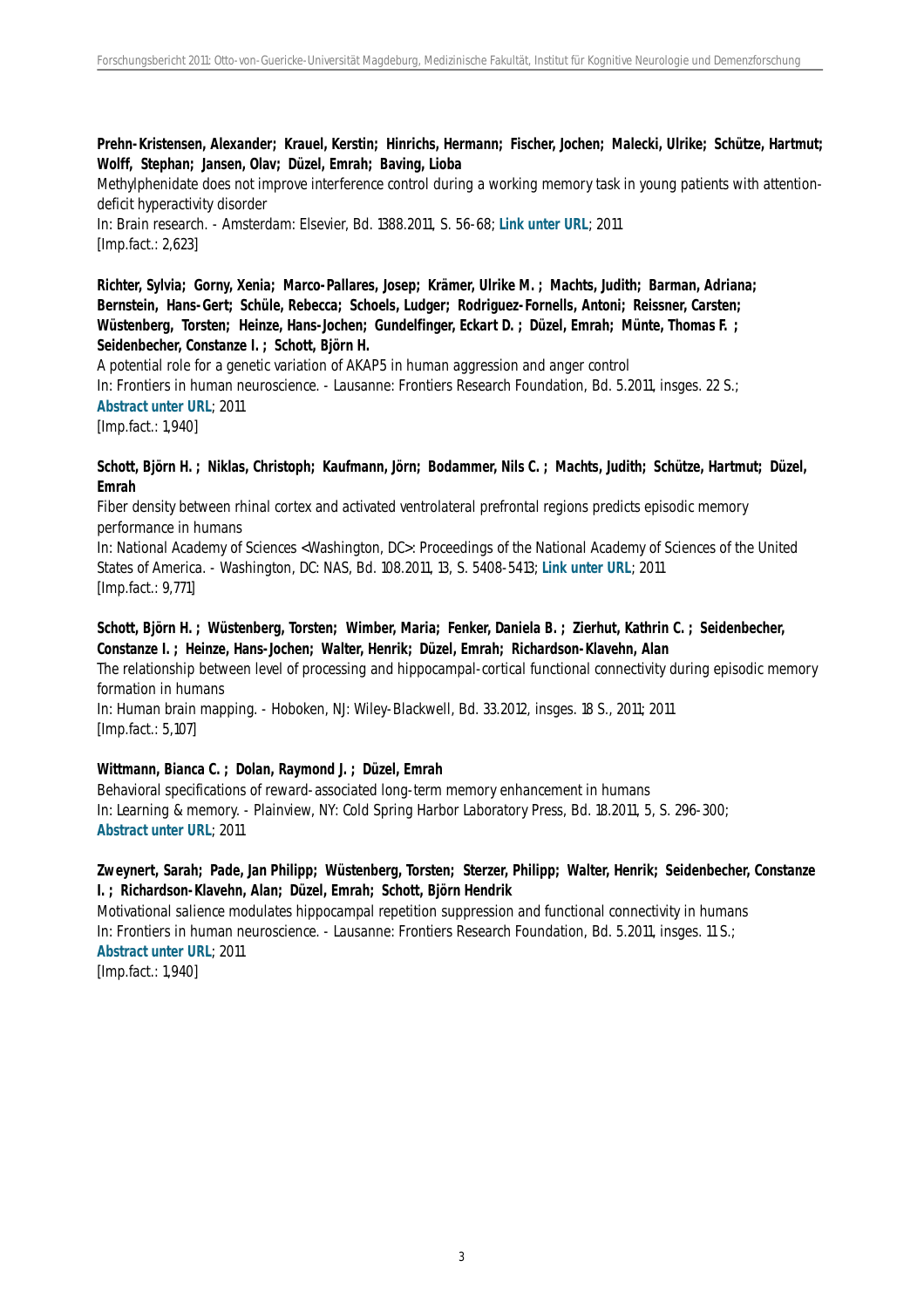**Prehn-Kristensen, Alexander; Krauel, Kerstin; Hinrichs, Hermann; Fischer, Jochen; Malecki, Ulrike; Schütze, Hartmut; Wolff, Stephan; Jansen, Olav; Düzel, Emrah; Baving, Lioba**
Methylphenidate does not improve interference control during a working memory task in young patients with attention-deficit hyperactivity disorder
In: Brain research. - Amsterdam: Elsevier, Bd. 1388.2011, S. 56-68; **Link unter URL**; 2011
[Imp.fact.: 2,623]

**Richter, Sylvia; Gorny, Xenia; Marco-Pallares, Josep; Krämer, Ulrike M. ; Machts, Judith; Barman, Adriana; Bernstein, Hans-Gert; Schüle, Rebecca; Schoels, Ludger; Rodriguez-Fornells, Antoni; Reissner, Carsten; Wüstenberg, Torsten; Heinze, Hans-Jochen; Gundelfinger, Eckart D. ; Düzel, Emrah; Münte, Thomas F. ; Seidenbecher, Constanze I. ; Schott, Björn H.**
A potential role for a genetic variation of AKAP5 in human aggression and anger control
In: Frontiers in human neuroscience. - Lausanne: Frontiers Research Foundation, Bd. 5.2011, insges. 22 S.; **Abstract unter URL**; 2011
[Imp.fact.: 1,940]

**Schott, Björn H. ; Niklas, Christoph; Kaufmann, Jörn; Bodammer, Nils C. ; Machts, Judith; Schütze, Hartmut; Düzel, Emrah**
Fiber density between rhinal cortex and activated ventrolateral prefrontal regions predicts episodic memory performance in humans
In: National Academy of Sciences <Washington, DC>: Proceedings of the National Academy of Sciences of the United States of America. - Washington, DC: NAS, Bd. 108.2011, 13, S. 5408-5413; **Link unter URL**; 2011
[Imp.fact.: 9,771]

**Schott, Björn H. ; Wüstenberg, Torsten; Wimber, Maria; Fenker, Daniela B. ; Zierhut, Kathrin C. ; Seidenbecher, Constanze I. ; Heinze, Hans-Jochen; Walter, Henrik; Düzel, Emrah; Richardson-Klavehn, Alan**
The relationship between level of processing and hippocampal-cortical functional connectivity during episodic memory formation in humans
In: Human brain mapping. - Hoboken, NJ: Wiley-Blackwell, Bd. 33.2012, insges. 18 S., 2011; 2011
[Imp.fact.: 5,107]

**Wittmann, Bianca C. ; Dolan, Raymond J. ; Düzel, Emrah**
Behavioral specifications of reward-associated long-term memory enhancement in humans
In: Learning & memory. - Plainview, NY: Cold Spring Harbor Laboratory Press, Bd. 18.2011, 5, S. 296-300; **Abstract unter URL**; 2011

**Zweynert, Sarah; Pade, Jan Philipp; Wüstenberg, Torsten; Sterzer, Philipp; Walter, Henrik; Seidenbecher, Constanze I. ; Richardson-Klavehn, Alan; Düzel, Emrah; Schott, Björn Hendrik**
Motivational salience modulates hippocampal repetition suppression and functional connectivity in humans
In: Frontiers in human neuroscience. - Lausanne: Frontiers Research Foundation, Bd. 5.2011, insges. 11 S.; **Abstract unter URL**; 2011
[Imp.fact.: 1,940]